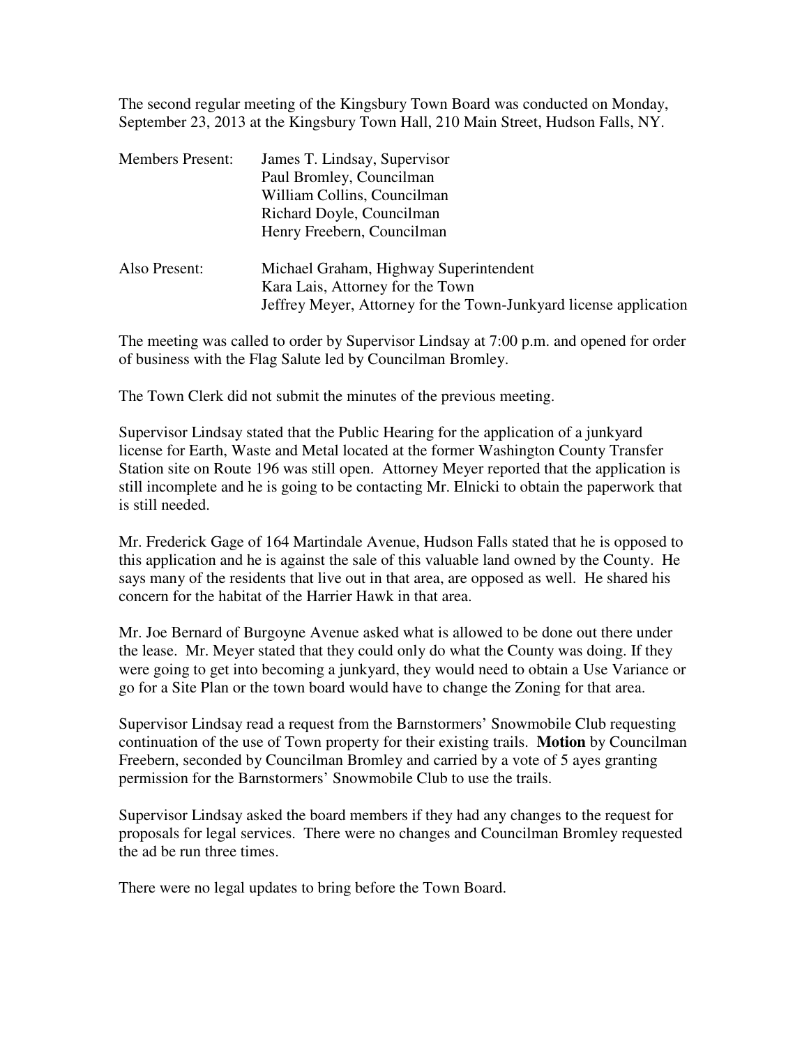The second regular meeting of the Kingsbury Town Board was conducted on Monday, September 23, 2013 at the Kingsbury Town Hall, 210 Main Street, Hudson Falls, NY.

| | |
|---|---|
| Members Present: | James T. Lindsay, Supervisor<br>Paul Bromley, Councilman<br>William Collins, Councilman<br>Richard Doyle, Councilman<br>Henry Freebern, Councilman |
| Also Present: | Michael Graham, Highway Superintendent<br>Kara Lais, Attorney for the Town<br>Jeffrey Meyer, Attorney for the Town-Junkyard license application |

The meeting was called to order by Supervisor Lindsay at 7:00 p.m. and opened for order of business with the Flag Salute led by Councilman Bromley.

The Town Clerk did not submit the minutes of the previous meeting.

Supervisor Lindsay stated that the Public Hearing for the application of a junkyard license for Earth, Waste and Metal located at the former Washington County Transfer Station site on Route 196 was still open. Attorney Meyer reported that the application is still incomplete and he is going to be contacting Mr. Elnicki to obtain the paperwork that is still needed.

Mr. Frederick Gage of 164 Martindale Avenue, Hudson Falls stated that he is opposed to this application and he is against the sale of this valuable land owned by the County. He says many of the residents that live out in that area, are opposed as well. He shared his concern for the habitat of the Harrier Hawk in that area.

Mr. Joe Bernard of Burgoyne Avenue asked what is allowed to be done out there under the lease. Mr. Meyer stated that they could only do what the County was doing. If they were going to get into becoming a junkyard, they would need to obtain a Use Variance or go for a Site Plan or the town board would have to change the Zoning for that area.

Supervisor Lindsay read a request from the Barnstormers' Snowmobile Club requesting continuation of the use of Town property for their existing trails. **Motion** by Councilman Freebern, seconded by Councilman Bromley and carried by a vote of 5 ayes granting permission for the Barnstormers' Snowmobile Club to use the trails.

Supervisor Lindsay asked the board members if they had any changes to the request for proposals for legal services. There were no changes and Councilman Bromley requested the ad be run three times.

There were no legal updates to bring before the Town Board.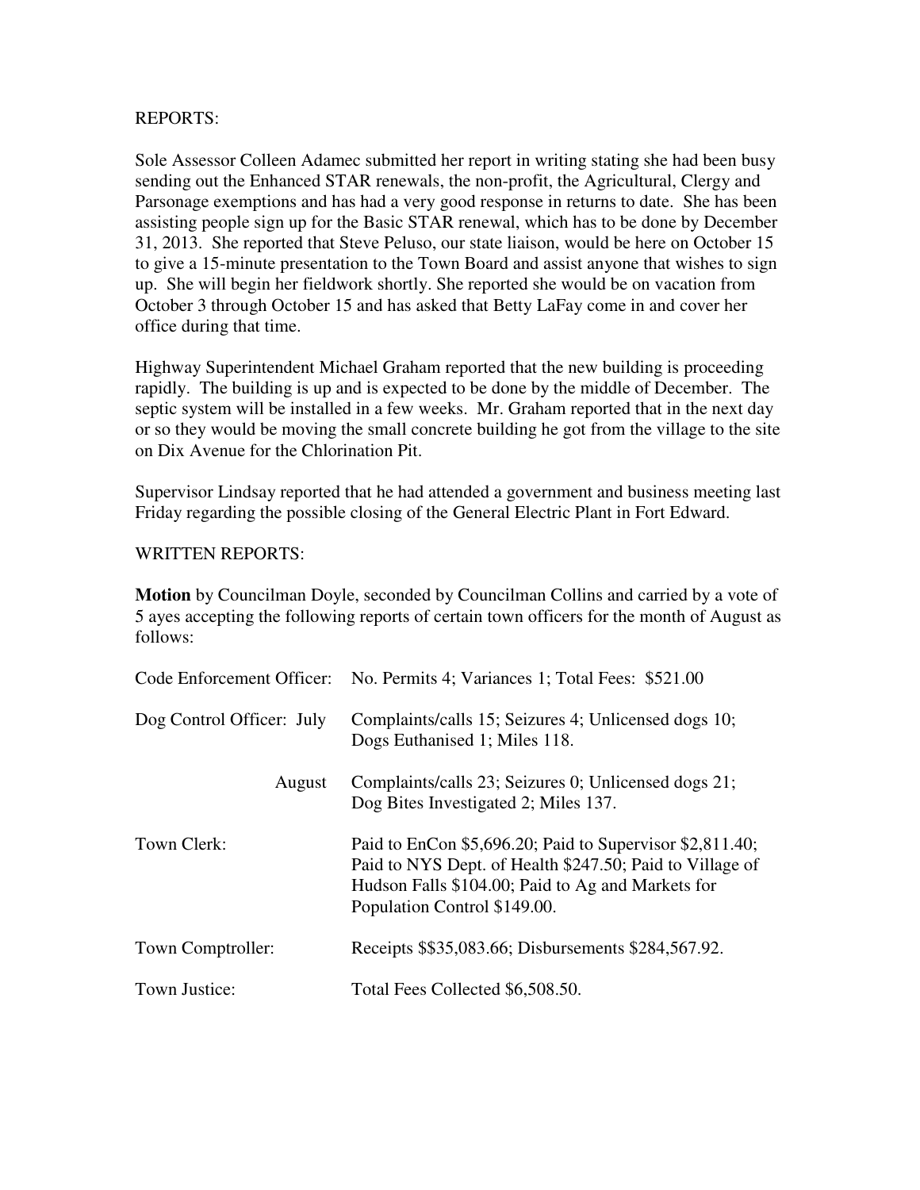REPORTS:

Sole Assessor Colleen Adamec submitted her report in writing stating she had been busy sending out the Enhanced STAR renewals, the non-profit, the Agricultural, Clergy and Parsonage exemptions and has had a very good response in returns to date. She has been assisting people sign up for the Basic STAR renewal, which has to be done by December 31, 2013. She reported that Steve Peluso, our state liaison, would be here on October 15 to give a 15-minute presentation to the Town Board and assist anyone that wishes to sign up. She will begin her fieldwork shortly. She reported she would be on vacation from October 3 through October 15 and has asked that Betty LaFay come in and cover her office during that time.

Highway Superintendent Michael Graham reported that the new building is proceeding rapidly. The building is up and is expected to be done by the middle of December. The septic system will be installed in a few weeks. Mr. Graham reported that in the next day or so they would be moving the small concrete building he got from the village to the site on Dix Avenue for the Chlorination Pit.

Supervisor Lindsay reported that he had attended a government and business meeting last Friday regarding the possible closing of the General Electric Plant in Fort Edward.

WRITTEN REPORTS:

**Motion** by Councilman Doyle, seconded by Councilman Collins and carried by a vote of 5 ayes accepting the following reports of certain town officers for the month of August as follows:

| | |
|---|---|
| Code Enforcement Officer: | No. Permits 4; Variances 1; Total Fees: $521.00 |
| Dog Control Officer: July | Complaints/calls 15; Seizures 4; Unlicensed dogs 10; Dogs Euthanised 1; Miles 118. |
| August | Complaints/calls 23; Seizures 0; Unlicensed dogs 21; Dog Bites Investigated 2; Miles 137. |
| Town Clerk: | Paid to EnCon $5,696.20; Paid to Supervisor $2,811.40; Paid to NYS Dept. of Health $247.50; Paid to Village of Hudson Falls $104.00; Paid to Ag and Markets for Population Control $149.00. |
| Town Comptroller: | Receipts $$35,083.66; Disbursements $284,567.92. |
| Town Justice: | Total Fees Collected $6,508.50. |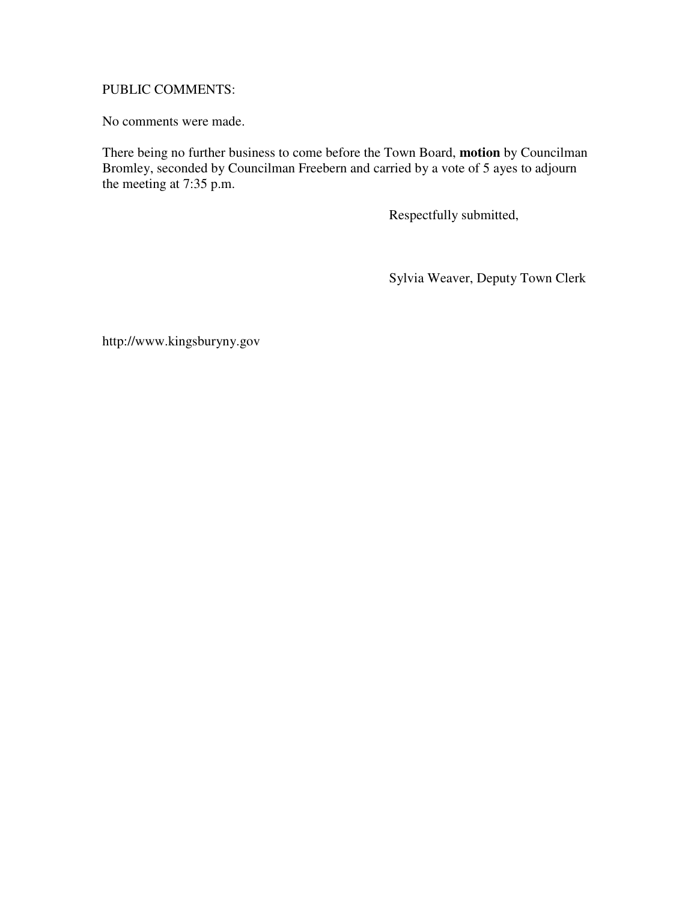PUBLIC COMMENTS:

No comments were made.

There being no further business to come before the Town Board, **motion** by Councilman Bromley, seconded by Councilman Freebern and carried by a vote of 5 ayes to adjourn the meeting at 7:35 p.m.

Respectfully submitted,

Sylvia Weaver, Deputy Town Clerk

http://www.kingsburyny.gov